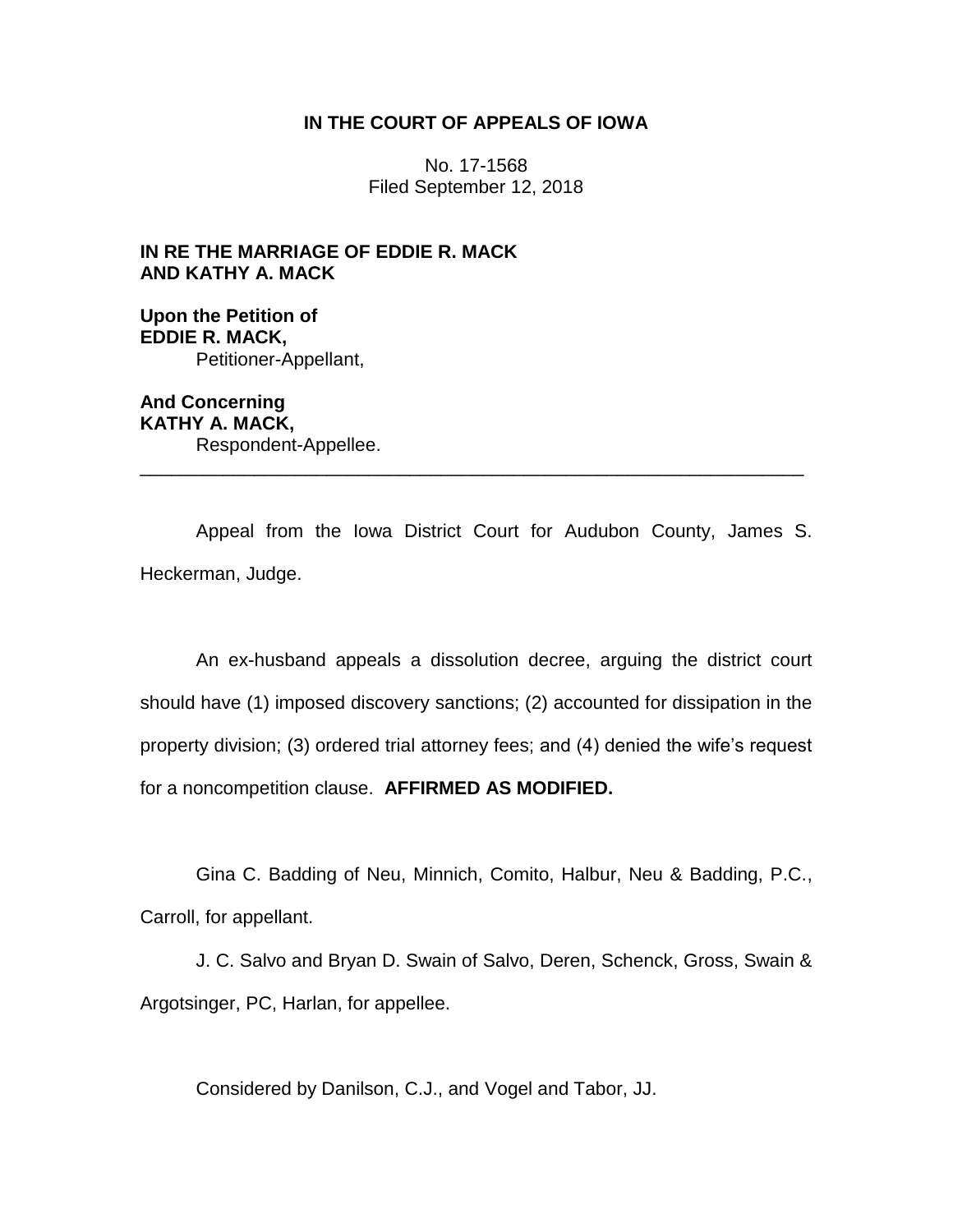**IN THE COURT OF APPEALS OF IOWA**

No. 17-1568
Filed September 12, 2018

**IN RE THE MARRIAGE OF EDDIE R. MACK AND KATHY A. MACK**

**Upon the Petition of**
**EDDIE R. MACK,**
Petitioner-Appellant,

**And Concerning**
**KATHY A. MACK,**
Respondent-Appellee.

---

Appeal from the Iowa District Court for Audubon County, James S. Heckerman, Judge.

An ex-husband appeals a dissolution decree, arguing the district court should have (1) imposed discovery sanctions; (2) accounted for dissipation in the property division; (3) ordered trial attorney fees; and (4) denied the wife's request for a noncompetition clause. **AFFIRMED AS MODIFIED.**

Gina C. Badding of Neu, Minnich, Comito, Halbur, Neu & Badding, P.C., Carroll, for appellant.

J. C. Salvo and Bryan D. Swain of Salvo, Deren, Schenck, Gross, Swain & Argotsinger, PC, Harlan, for appellee.

Considered by Danilson, C.J., and Vogel and Tabor, JJ.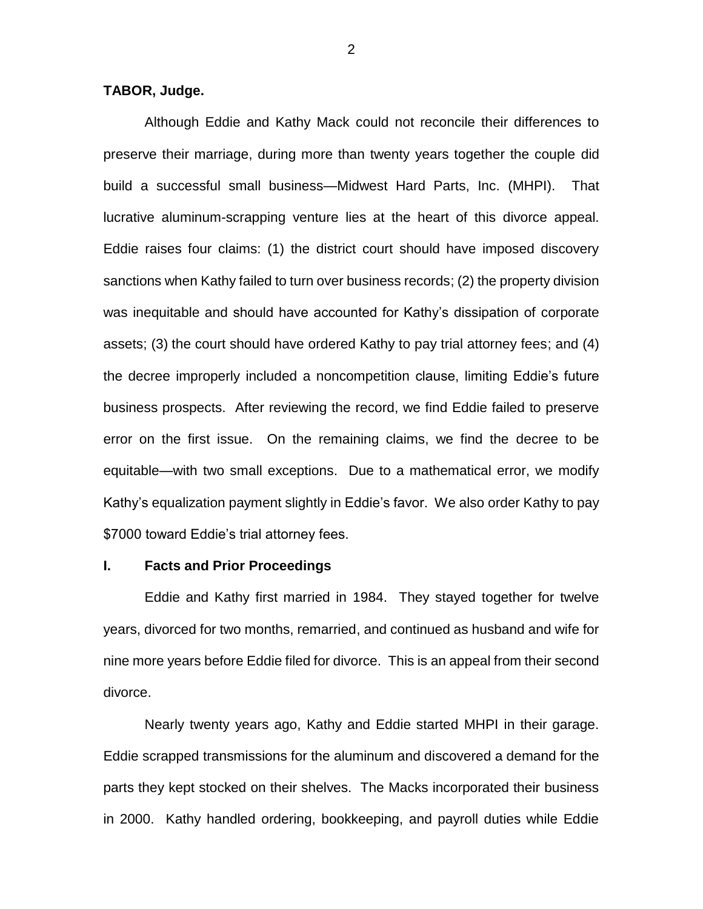**TABOR, Judge.**

Although Eddie and Kathy Mack could not reconcile their differences to preserve their marriage, during more than twenty years together the couple did build a successful small business—Midwest Hard Parts, Inc. (MHPI). That lucrative aluminum-scrapping venture lies at the heart of this divorce appeal. Eddie raises four claims: (1) the district court should have imposed discovery sanctions when Kathy failed to turn over business records; (2) the property division was inequitable and should have accounted for Kathy's dissipation of corporate assets; (3) the court should have ordered Kathy to pay trial attorney fees; and (4) the decree improperly included a noncompetition clause, limiting Eddie's future business prospects. After reviewing the record, we find Eddie failed to preserve error on the first issue. On the remaining claims, we find the decree to be equitable—with two small exceptions. Due to a mathematical error, we modify Kathy's equalization payment slightly in Eddie's favor. We also order Kathy to pay $7000 toward Eddie's trial attorney fees.

## I. Facts and Prior Proceedings

Eddie and Kathy first married in 1984. They stayed together for twelve years, divorced for two months, remarried, and continued as husband and wife for nine more years before Eddie filed for divorce. This is an appeal from their second divorce.

Nearly twenty years ago, Kathy and Eddie started MHPI in their garage. Eddie scrapped transmissions for the aluminum and discovered a demand for the parts they kept stocked on their shelves. The Macks incorporated their business in 2000. Kathy handled ordering, bookkeeping, and payroll duties while Eddie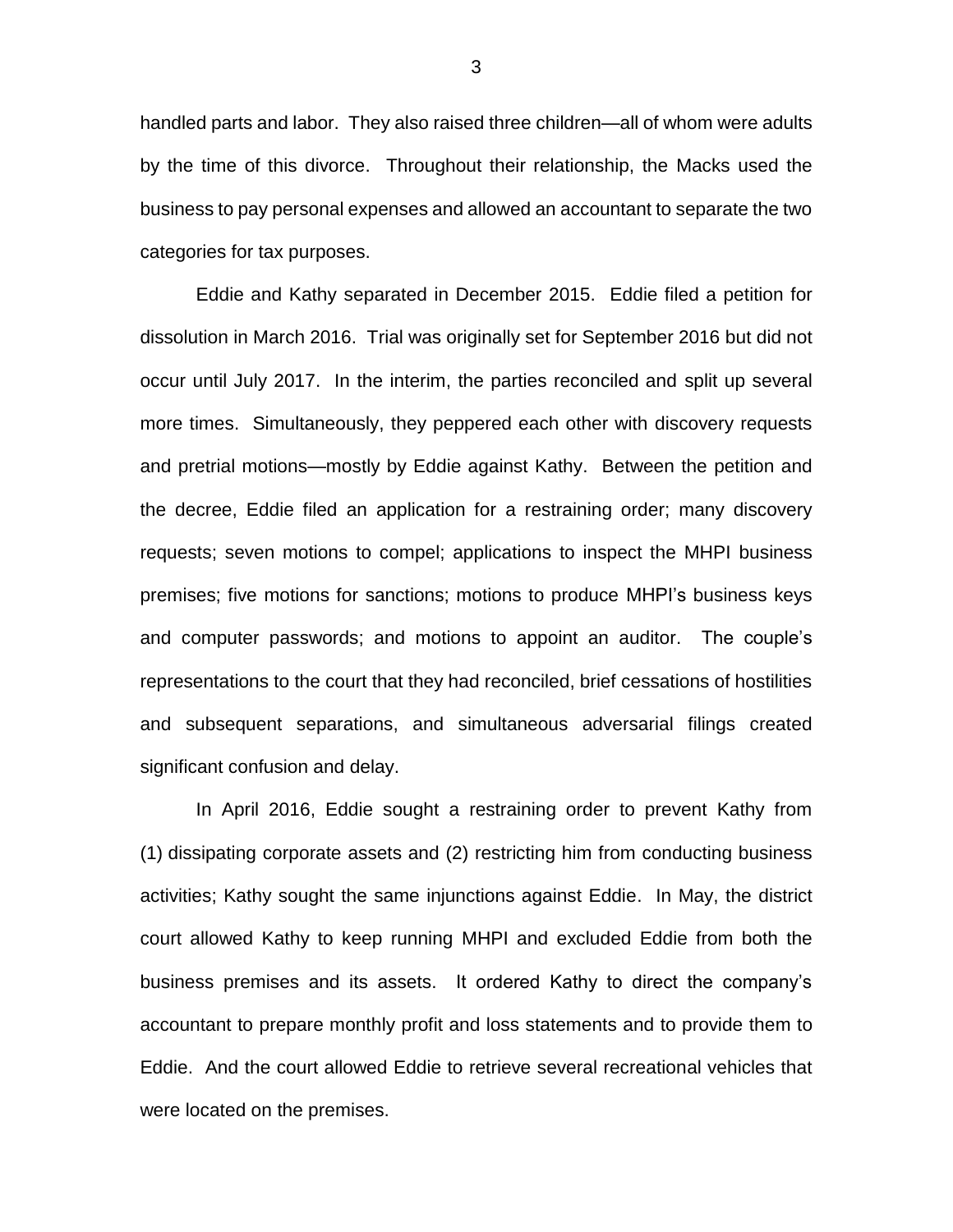handled parts and labor. They also raised three children—all of whom were adults by the time of this divorce. Throughout their relationship, the Macks used the business to pay personal expenses and allowed an accountant to separate the two categories for tax purposes.

Eddie and Kathy separated in December 2015. Eddie filed a petition for dissolution in March 2016. Trial was originally set for September 2016 but did not occur until July 2017. In the interim, the parties reconciled and split up several more times. Simultaneously, they peppered each other with discovery requests and pretrial motions—mostly by Eddie against Kathy. Between the petition and the decree, Eddie filed an application for a restraining order; many discovery requests; seven motions to compel; applications to inspect the MHPI business premises; five motions for sanctions; motions to produce MHPI's business keys and computer passwords; and motions to appoint an auditor. The couple's representations to the court that they had reconciled, brief cessations of hostilities and subsequent separations, and simultaneous adversarial filings created significant confusion and delay.

In April 2016, Eddie sought a restraining order to prevent Kathy from (1) dissipating corporate assets and (2) restricting him from conducting business activities; Kathy sought the same injunctions against Eddie. In May, the district court allowed Kathy to keep running MHPI and excluded Eddie from both the business premises and its assets. It ordered Kathy to direct the company's accountant to prepare monthly profit and loss statements and to provide them to Eddie. And the court allowed Eddie to retrieve several recreational vehicles that were located on the premises.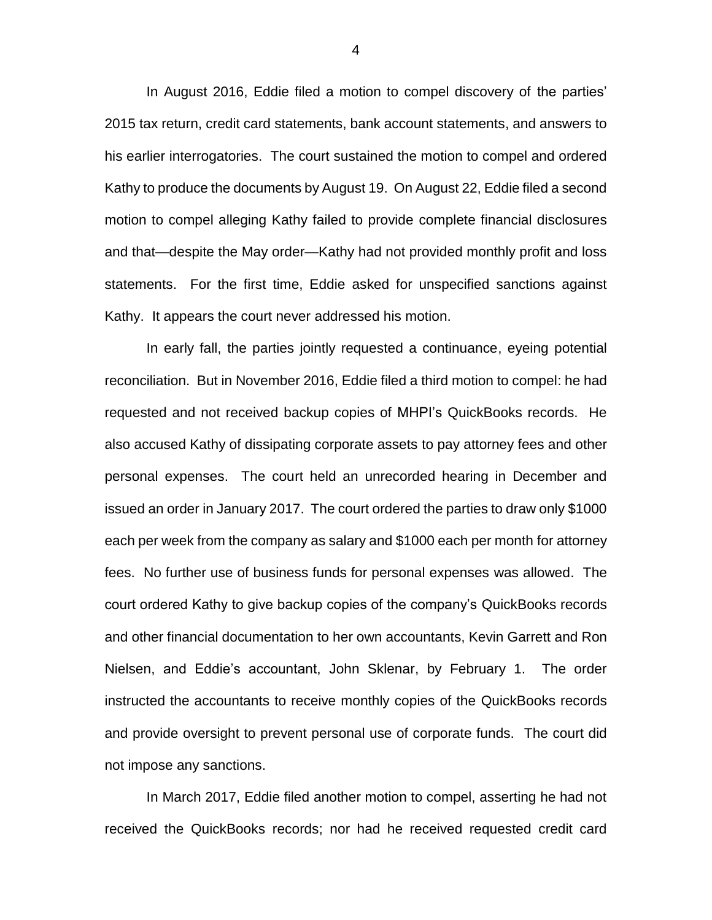In August 2016, Eddie filed a motion to compel discovery of the parties' 2015 tax return, credit card statements, bank account statements, and answers to his earlier interrogatories. The court sustained the motion to compel and ordered Kathy to produce the documents by August 19. On August 22, Eddie filed a second motion to compel alleging Kathy failed to provide complete financial disclosures and that—despite the May order—Kathy had not provided monthly profit and loss statements. For the first time, Eddie asked for unspecified sanctions against Kathy. It appears the court never addressed his motion.

In early fall, the parties jointly requested a continuance, eyeing potential reconciliation. But in November 2016, Eddie filed a third motion to compel: he had requested and not received backup copies of MHPI's QuickBooks records. He also accused Kathy of dissipating corporate assets to pay attorney fees and other personal expenses. The court held an unrecorded hearing in December and issued an order in January 2017. The court ordered the parties to draw only $1000 each per week from the company as salary and $1000 each per month for attorney fees. No further use of business funds for personal expenses was allowed. The court ordered Kathy to give backup copies of the company's QuickBooks records and other financial documentation to her own accountants, Kevin Garrett and Ron Nielsen, and Eddie's accountant, John Sklenar, by February 1. The order instructed the accountants to receive monthly copies of the QuickBooks records and provide oversight to prevent personal use of corporate funds. The court did not impose any sanctions.

In March 2017, Eddie filed another motion to compel, asserting he had not received the QuickBooks records; nor had he received requested credit card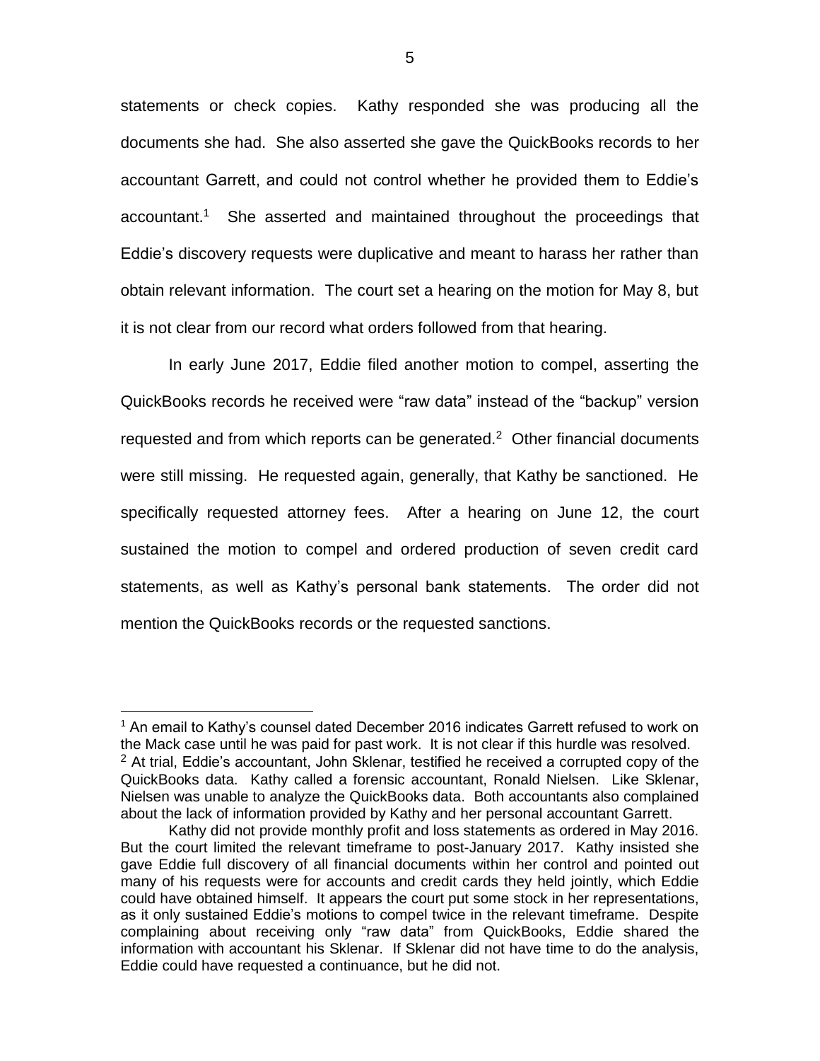statements or check copies. Kathy responded she was producing all the documents she had. She also asserted she gave the QuickBooks records to her accountant Garrett, and could not control whether he provided them to Eddie's accountant.[1] She asserted and maintained throughout the proceedings that Eddie's discovery requests were duplicative and meant to harass her rather than obtain relevant information. The court set a hearing on the motion for May 8, but it is not clear from our record what orders followed from that hearing.

In early June 2017, Eddie filed another motion to compel, asserting the QuickBooks records he received were "raw data" instead of the "backup" version requested and from which reports can be generated.[2] Other financial documents were still missing. He requested again, generally, that Kathy be sanctioned. He specifically requested attorney fees. After a hearing on June 12, the court sustained the motion to compel and ordered production of seven credit card statements, as well as Kathy's personal bank statements. The order did not mention the QuickBooks records or the requested sanctions.

---

[1] An email to Kathy's counsel dated December 2016 indicates Garrett refused to work on the Mack case until he was paid for past work. It is not clear if this hurdle was resolved.

[2] At trial, Eddie's accountant, John Sklenar, testified he received a corrupted copy of the QuickBooks data. Kathy called a forensic accountant, Ronald Nielsen. Like Sklenar, Nielsen was unable to analyze the QuickBooks data. Both accountants also complained about the lack of information provided by Kathy and her personal accountant Garrett.

Kathy did not provide monthly profit and loss statements as ordered in May 2016. But the court limited the relevant timeframe to post-January 2017. Kathy insisted she gave Eddie full discovery of all financial documents within her control and pointed out many of his requests were for accounts and credit cards they held jointly, which Eddie could have obtained himself. It appears the court put some stock in her representations, as it only sustained Eddie's motions to compel twice in the relevant timeframe. Despite complaining about receiving only "raw data" from QuickBooks, Eddie shared the information with accountant his Sklenar. If Sklenar did not have time to do the analysis, Eddie could have requested a continuance, but he did not.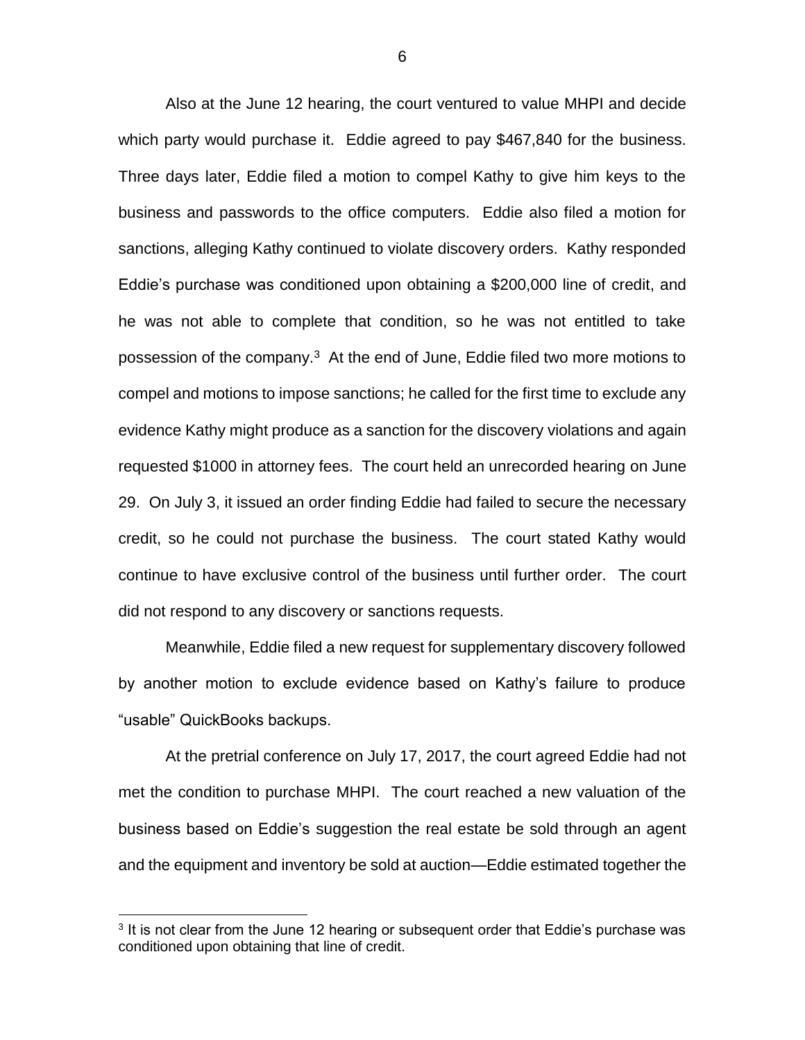Also at the June 12 hearing, the court ventured to value MHPI and decide which party would purchase it. Eddie agreed to pay $467,840 for the business. Three days later, Eddie filed a motion to compel Kathy to give him keys to the business and passwords to the office computers. Eddie also filed a motion for sanctions, alleging Kathy continued to violate discovery orders. Kathy responded Eddie's purchase was conditioned upon obtaining a $200,000 line of credit, and he was not able to complete that condition, so he was not entitled to take possession of the company.[3] At the end of June, Eddie filed two more motions to compel and motions to impose sanctions; he called for the first time to exclude any evidence Kathy might produce as a sanction for the discovery violations and again requested $1000 in attorney fees. The court held an unrecorded hearing on June 29. On July 3, it issued an order finding Eddie had failed to secure the necessary credit, so he could not purchase the business. The court stated Kathy would continue to have exclusive control of the business until further order. The court did not respond to any discovery or sanctions requests.

Meanwhile, Eddie filed a new request for supplementary discovery followed by another motion to exclude evidence based on Kathy's failure to produce "usable" QuickBooks backups.

At the pretrial conference on July 17, 2017, the court agreed Eddie had not met the condition to purchase MHPI. The court reached a new valuation of the business based on Eddie's suggestion the real estate be sold through an agent and the equipment and inventory be sold at auction—Eddie estimated together the

---

[3] It is not clear from the June 12 hearing or subsequent order that Eddie's purchase was conditioned upon obtaining that line of credit.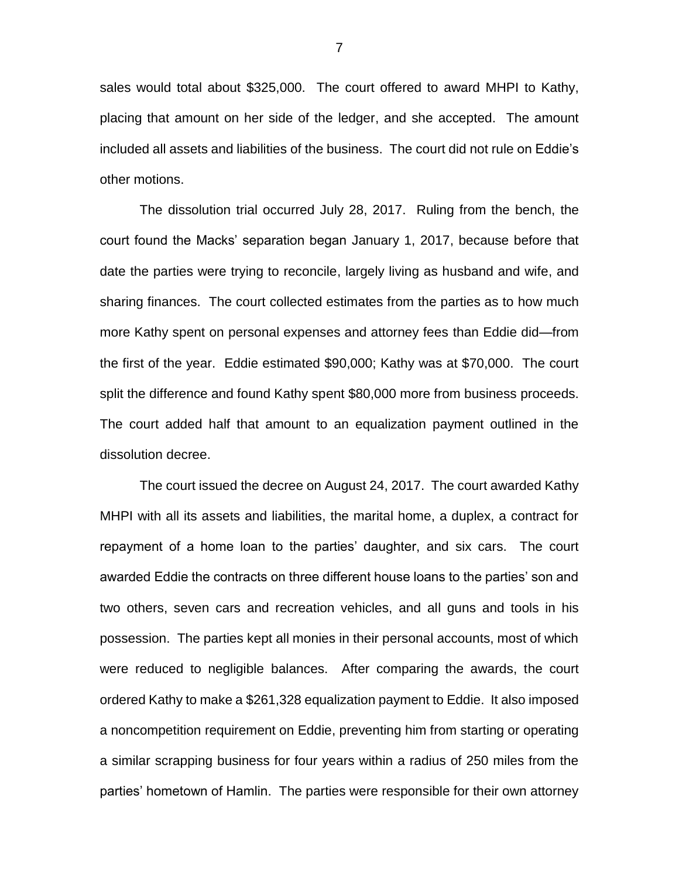sales would total about $325,000. The court offered to award MHPI to Kathy, placing that amount on her side of the ledger, and she accepted. The amount included all assets and liabilities of the business. The court did not rule on Eddie's other motions.

The dissolution trial occurred July 28, 2017. Ruling from the bench, the court found the Macks' separation began January 1, 2017, because before that date the parties were trying to reconcile, largely living as husband and wife, and sharing finances. The court collected estimates from the parties as to how much more Kathy spent on personal expenses and attorney fees than Eddie did—from the first of the year. Eddie estimated $90,000; Kathy was at $70,000. The court split the difference and found Kathy spent $80,000 more from business proceeds. The court added half that amount to an equalization payment outlined in the dissolution decree.

The court issued the decree on August 24, 2017. The court awarded Kathy MHPI with all its assets and liabilities, the marital home, a duplex, a contract for repayment of a home loan to the parties' daughter, and six cars. The court awarded Eddie the contracts on three different house loans to the parties' son and two others, seven cars and recreation vehicles, and all guns and tools in his possession. The parties kept all monies in their personal accounts, most of which were reduced to negligible balances. After comparing the awards, the court ordered Kathy to make a $261,328 equalization payment to Eddie. It also imposed a noncompetition requirement on Eddie, preventing him from starting or operating a similar scrapping business for four years within a radius of 250 miles from the parties' hometown of Hamlin. The parties were responsible for their own attorney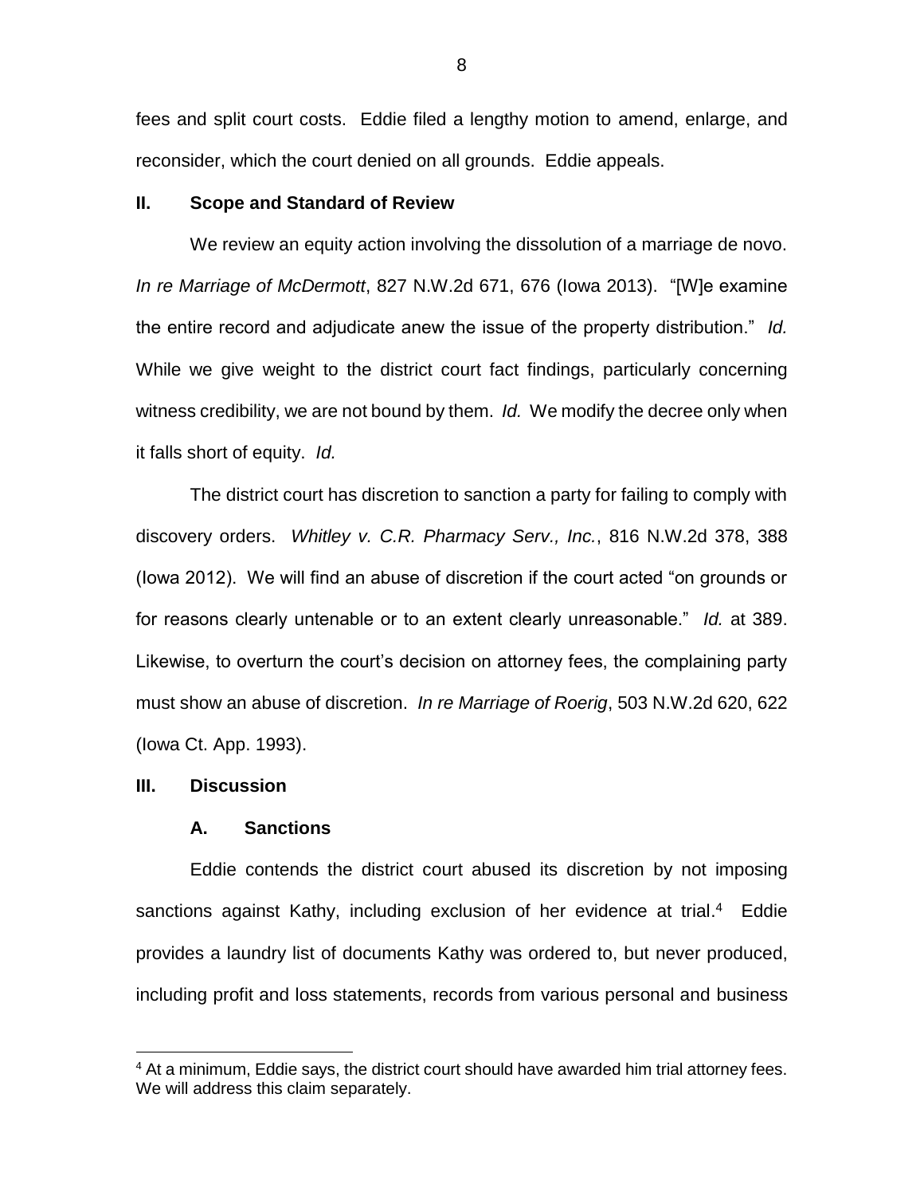fees and split court costs. Eddie filed a lengthy motion to amend, enlarge, and reconsider, which the court denied on all grounds. Eddie appeals.

## II. Scope and Standard of Review

We review an equity action involving the dissolution of a marriage de novo. *In re Marriage of McDermott*, 827 N.W.2d 671, 676 (Iowa 2013). "[W]e examine the entire record and adjudicate anew the issue of the property distribution." *Id.* While we give weight to the district court fact findings, particularly concerning witness credibility, we are not bound by them. *Id.* We modify the decree only when it falls short of equity. *Id.*

The district court has discretion to sanction a party for failing to comply with discovery orders. *Whitley v. C.R. Pharmacy Serv., Inc.*, 816 N.W.2d 378, 388 (Iowa 2012). We will find an abuse of discretion if the court acted "on grounds or for reasons clearly untenable or to an extent clearly unreasonable." *Id.* at 389. Likewise, to overturn the court's decision on attorney fees, the complaining party must show an abuse of discretion. *In re Marriage of Roerig*, 503 N.W.2d 620, 622 (Iowa Ct. App. 1993).

## III. Discussion

### A. Sanctions

Eddie contends the district court abused its discretion by not imposing sanctions against Kathy, including exclusion of her evidence at trial.[4] Eddie provides a laundry list of documents Kathy was ordered to, but never produced, including profit and loss statements, records from various personal and business

[4] At a minimum, Eddie says, the district court should have awarded him trial attorney fees. We will address this claim separately.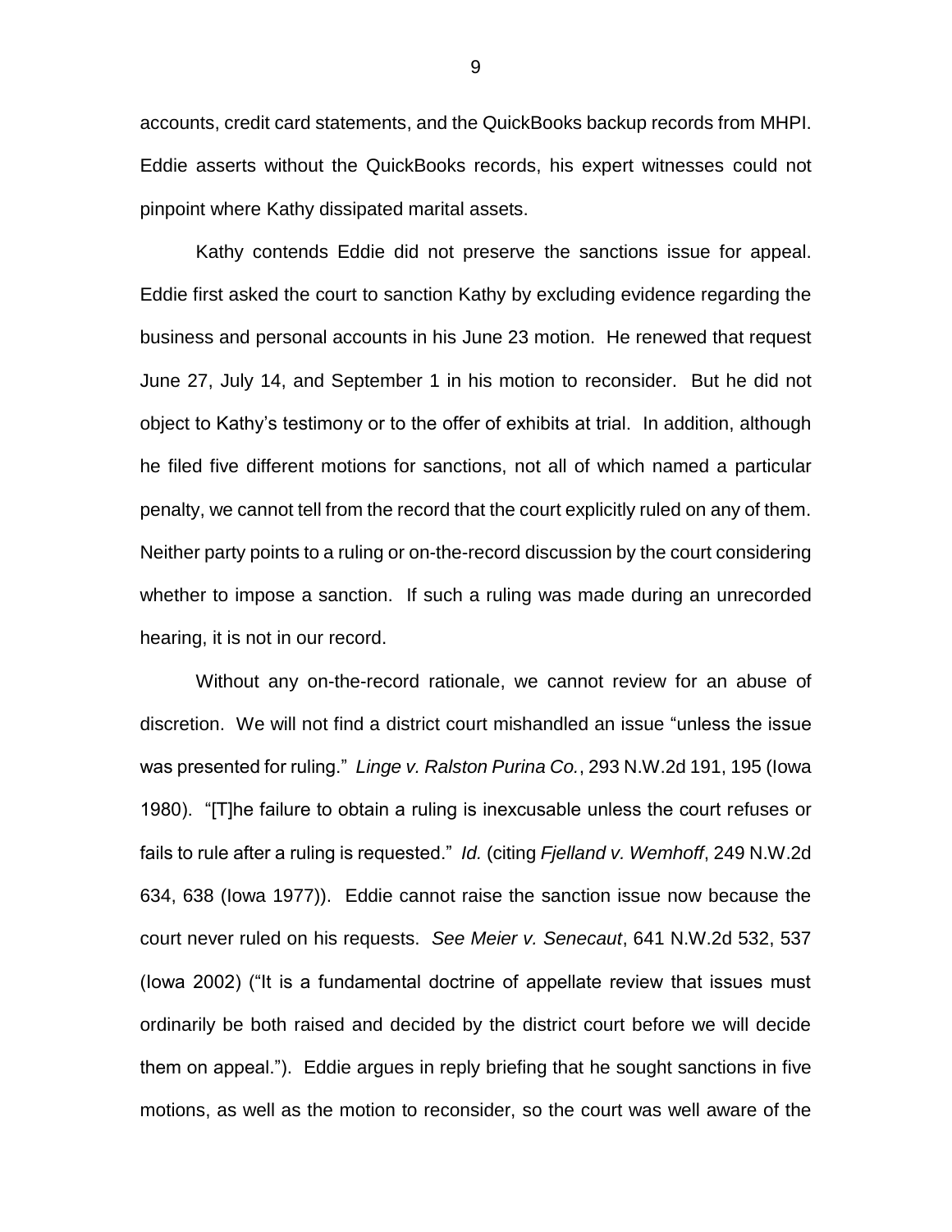accounts, credit card statements, and the QuickBooks backup records from MHPI. Eddie asserts without the QuickBooks records, his expert witnesses could not pinpoint where Kathy dissipated marital assets.

Kathy contends Eddie did not preserve the sanctions issue for appeal. Eddie first asked the court to sanction Kathy by excluding evidence regarding the business and personal accounts in his June 23 motion. He renewed that request June 27, July 14, and September 1 in his motion to reconsider. But he did not object to Kathy's testimony or to the offer of exhibits at trial. In addition, although he filed five different motions for sanctions, not all of which named a particular penalty, we cannot tell from the record that the court explicitly ruled on any of them. Neither party points to a ruling or on-the-record discussion by the court considering whether to impose a sanction. If such a ruling was made during an unrecorded hearing, it is not in our record.

Without any on-the-record rationale, we cannot review for an abuse of discretion. We will not find a district court mishandled an issue "unless the issue was presented for ruling." *Linge v. Ralston Purina Co.*, 293 N.W.2d 191, 195 (Iowa 1980). "[T]he failure to obtain a ruling is inexcusable unless the court refuses or fails to rule after a ruling is requested." *Id.* (citing *Fjelland v. Wemhoff*, 249 N.W.2d 634, 638 (Iowa 1977)). Eddie cannot raise the sanction issue now because the court never ruled on his requests. *See Meier v. Senecaut*, 641 N.W.2d 532, 537 (Iowa 2002) ("It is a fundamental doctrine of appellate review that issues must ordinarily be both raised and decided by the district court before we will decide them on appeal."). Eddie argues in reply briefing that he sought sanctions in five motions, as well as the motion to reconsider, so the court was well aware of the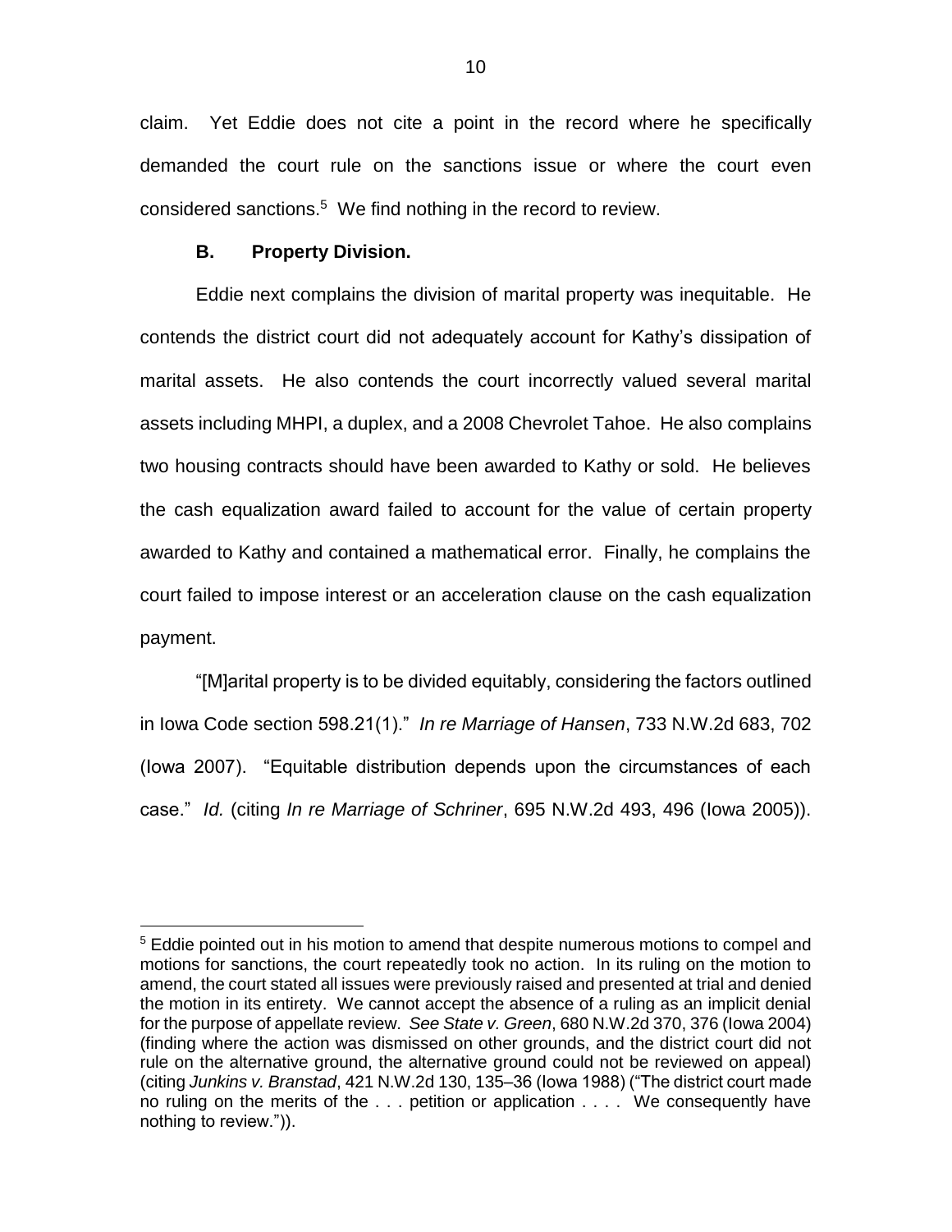claim. Yet Eddie does not cite a point in the record where he specifically demanded the court rule on the sanctions issue or where the court even considered sanctions.[5] We find nothing in the record to review.

### B. Property Division.

Eddie next complains the division of marital property was inequitable. He contends the district court did not adequately account for Kathy's dissipation of marital assets. He also contends the court incorrectly valued several marital assets including MHPI, a duplex, and a 2008 Chevrolet Tahoe. He also complains two housing contracts should have been awarded to Kathy or sold. He believes the cash equalization award failed to account for the value of certain property awarded to Kathy and contained a mathematical error. Finally, he complains the court failed to impose interest or an acceleration clause on the cash equalization payment.

"[M]arital property is to be divided equitably, considering the factors outlined in Iowa Code section 598.21(1)." *In re Marriage of Hansen*, 733 N.W.2d 683, 702 (Iowa 2007). "Equitable distribution depends upon the circumstances of each case." *Id.* (citing *In re Marriage of Schriner*, 695 N.W.2d 493, 496 (Iowa 2005)).

---

[5] Eddie pointed out in his motion to amend that despite numerous motions to compel and motions for sanctions, the court repeatedly took no action. In its ruling on the motion to amend, the court stated all issues were previously raised and presented at trial and denied the motion in its entirety. We cannot accept the absence of a ruling as an implicit denial for the purpose of appellate review. *See State v. Green*, 680 N.W.2d 370, 376 (Iowa 2004) (finding where the action was dismissed on other grounds, and the district court did not rule on the alternative ground, the alternative ground could not be reviewed on appeal) (citing *Junkins v. Branstad*, 421 N.W.2d 130, 135–36 (Iowa 1988) ("The district court made no ruling on the merits of the . . . petition or application . . . . We consequently have nothing to review.")).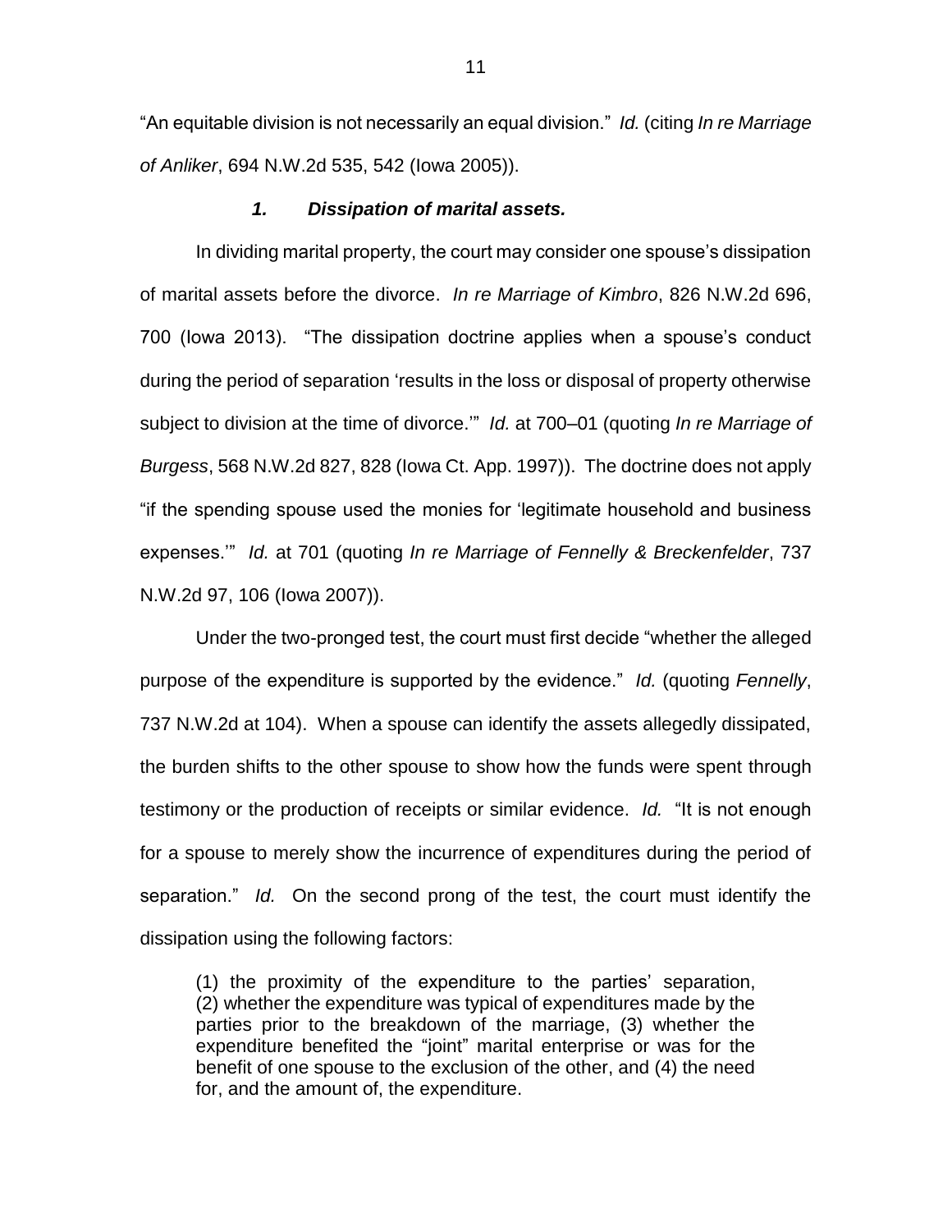"An equitable division is not necessarily an equal division." *Id.* (citing *In re Marriage of Anliker*, 694 N.W.2d 535, 542 (Iowa 2005)).

### ***1. Dissipation of marital assets.***

In dividing marital property, the court may consider one spouse's dissipation of marital assets before the divorce. *In re Marriage of Kimbro*, 826 N.W.2d 696, 700 (Iowa 2013). "The dissipation doctrine applies when a spouse's conduct during the period of separation 'results in the loss or disposal of property otherwise subject to division at the time of divorce.'" *Id.* at 700–01 (quoting *In re Marriage of Burgess*, 568 N.W.2d 827, 828 (Iowa Ct. App. 1997)). The doctrine does not apply "if the spending spouse used the monies for 'legitimate household and business expenses.'" *Id.* at 701 (quoting *In re Marriage of Fennelly & Breckenfelder*, 737 N.W.2d 97, 106 (Iowa 2007)).

Under the two-pronged test, the court must first decide "whether the alleged purpose of the expenditure is supported by the evidence." *Id.* (quoting *Fennelly*, 737 N.W.2d at 104). When a spouse can identify the assets allegedly dissipated, the burden shifts to the other spouse to show how the funds were spent through testimony or the production of receipts or similar evidence. *Id.* "It is not enough for a spouse to merely show the incurrence of expenditures during the period of separation." *Id.* On the second prong of the test, the court must identify the dissipation using the following factors:

> (1) the proximity of the expenditure to the parties' separation, (2) whether the expenditure was typical of expenditures made by the parties prior to the breakdown of the marriage, (3) whether the expenditure benefited the "joint" marital enterprise or was for the benefit of one spouse to the exclusion of the other, and (4) the need for, and the amount of, the expenditure.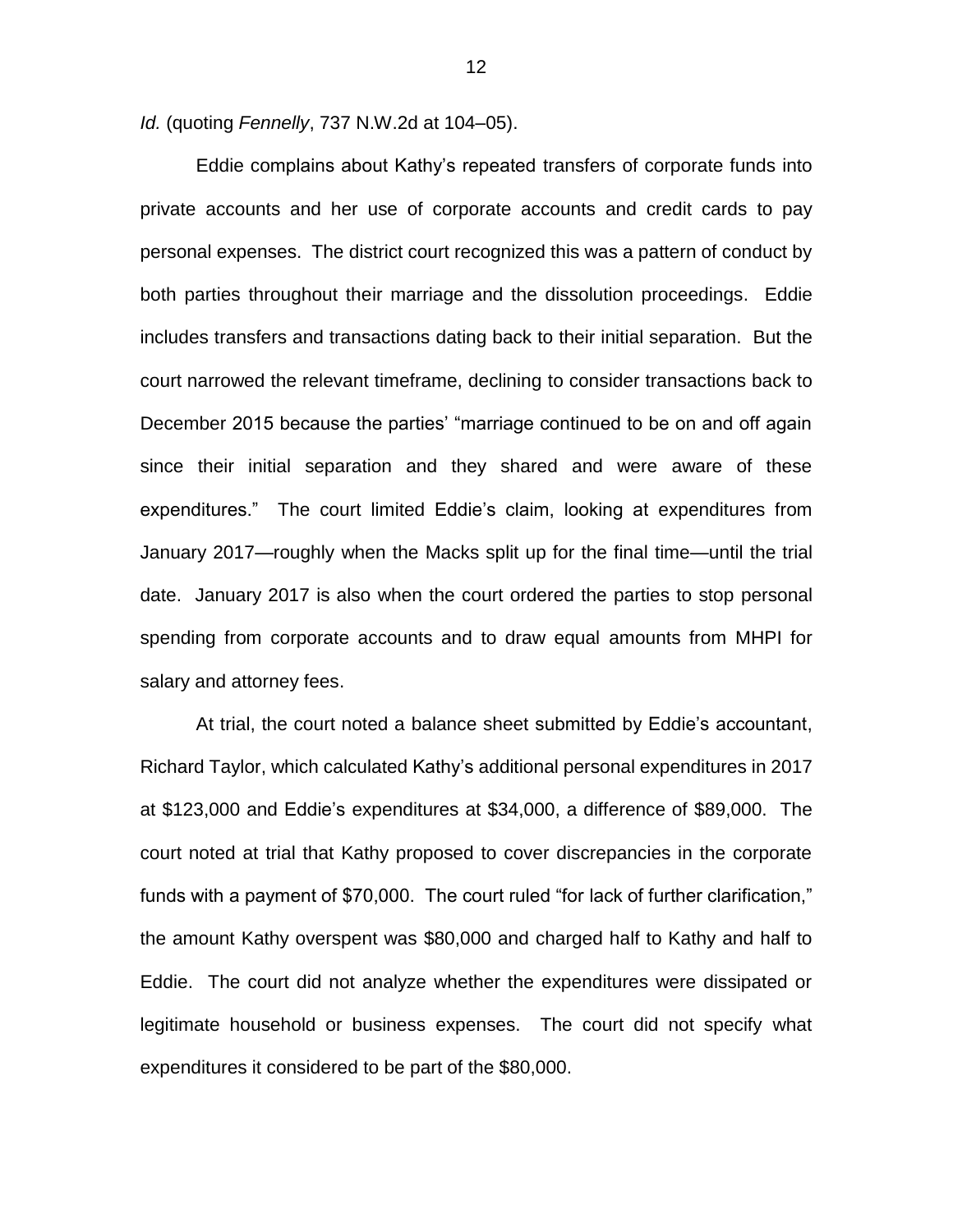*Id.* (quoting *Fennelly*, 737 N.W.2d at 104–05).

Eddie complains about Kathy's repeated transfers of corporate funds into private accounts and her use of corporate accounts and credit cards to pay personal expenses. The district court recognized this was a pattern of conduct by both parties throughout their marriage and the dissolution proceedings. Eddie includes transfers and transactions dating back to their initial separation. But the court narrowed the relevant timeframe, declining to consider transactions back to December 2015 because the parties' "marriage continued to be on and off again since their initial separation and they shared and were aware of these expenditures." The court limited Eddie's claim, looking at expenditures from January 2017—roughly when the Macks split up for the final time—until the trial date. January 2017 is also when the court ordered the parties to stop personal spending from corporate accounts and to draw equal amounts from MHPI for salary and attorney fees.

At trial, the court noted a balance sheet submitted by Eddie's accountant, Richard Taylor, which calculated Kathy's additional personal expenditures in 2017 at \$123,000 and Eddie's expenditures at \$34,000, a difference of \$89,000. The court noted at trial that Kathy proposed to cover discrepancies in the corporate funds with a payment of \$70,000. The court ruled "for lack of further clarification," the amount Kathy overspent was \$80,000 and charged half to Kathy and half to Eddie. The court did not analyze whether the expenditures were dissipated or legitimate household or business expenses. The court did not specify what expenditures it considered to be part of the \$80,000.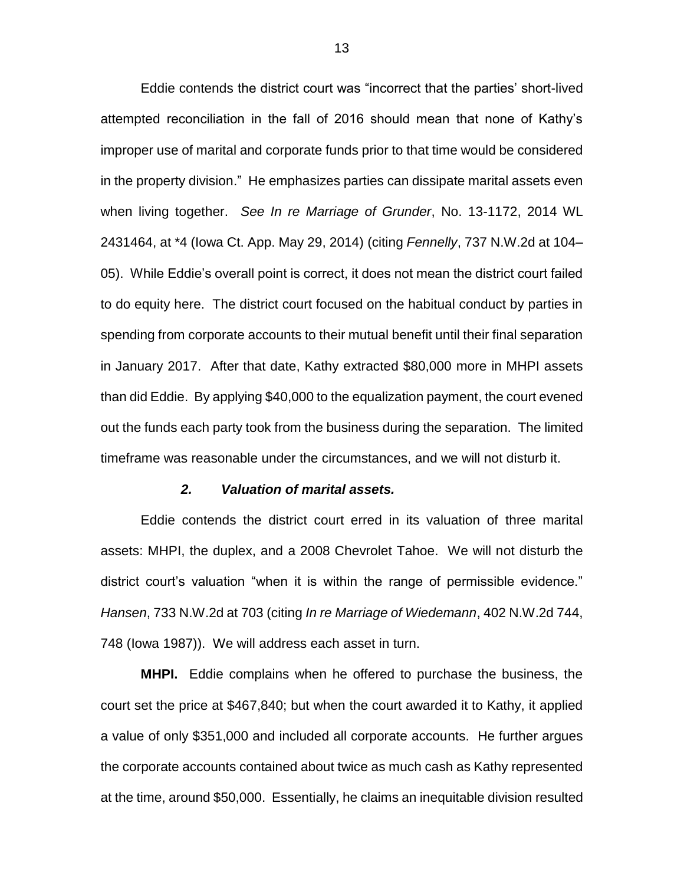Eddie contends the district court was "incorrect that the parties' short-lived attempted reconciliation in the fall of 2016 should mean that none of Kathy's improper use of marital and corporate funds prior to that time would be considered in the property division." He emphasizes parties can dissipate marital assets even when living together. *See In re Marriage of Grunder*, No. 13-1172, 2014 WL 2431464, at *4 (Iowa Ct. App. May 29, 2014) (citing *Fennelly*, 737 N.W.2d at 104–05). While Eddie's overall point is correct, it does not mean the district court failed to do equity here. The district court focused on the habitual conduct by parties in spending from corporate accounts to their mutual benefit until their final separation in January 2017. After that date, Kathy extracted $80,000 more in MHPI assets than did Eddie. By applying $40,000 to the equalization payment, the court evened out the funds each party took from the business during the separation. The limited timeframe was reasonable under the circumstances, and we will not disturb it.

### *2. Valuation of marital assets.*

Eddie contends the district court erred in its valuation of three marital assets: MHPI, the duplex, and a 2008 Chevrolet Tahoe. We will not disturb the district court's valuation "when it is within the range of permissible evidence." *Hansen*, 733 N.W.2d at 703 (citing *In re Marriage of Wiedemann*, 402 N.W.2d 744, 748 (Iowa 1987)). We will address each asset in turn.

**MHPI.** Eddie complains when he offered to purchase the business, the court set the price at $467,840; but when the court awarded it to Kathy, it applied a value of only $351,000 and included all corporate accounts. He further argues the corporate accounts contained about twice as much cash as Kathy represented at the time, around $50,000. Essentially, he claims an inequitable division resulted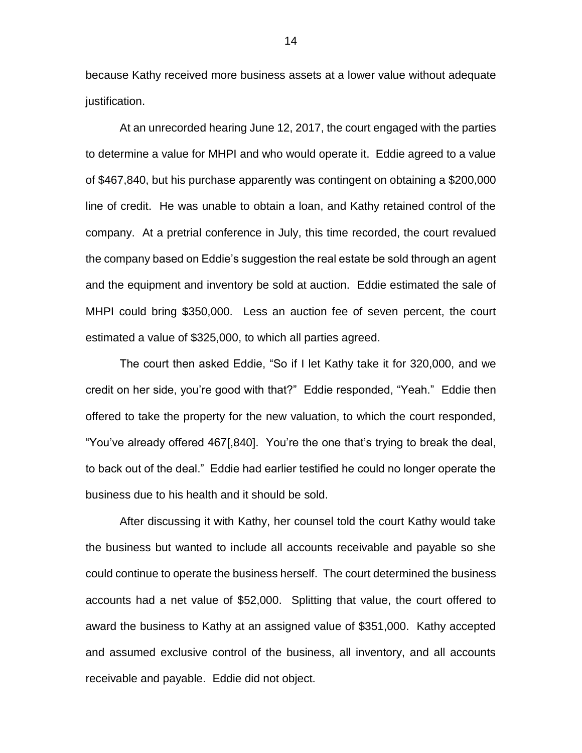because Kathy received more business assets at a lower value without adequate justification.

At an unrecorded hearing June 12, 2017, the court engaged with the parties to determine a value for MHPI and who would operate it. Eddie agreed to a value of $467,840, but his purchase apparently was contingent on obtaining a $200,000 line of credit. He was unable to obtain a loan, and Kathy retained control of the company. At a pretrial conference in July, this time recorded, the court revalued the company based on Eddie's suggestion the real estate be sold through an agent and the equipment and inventory be sold at auction. Eddie estimated the sale of MHPI could bring $350,000. Less an auction fee of seven percent, the court estimated a value of $325,000, to which all parties agreed.

The court then asked Eddie, "So if I let Kathy take it for 320,000, and we credit on her side, you're good with that?" Eddie responded, "Yeah." Eddie then offered to take the property for the new valuation, to which the court responded, "You've already offered 467[,840]. You're the one that's trying to break the deal, to back out of the deal." Eddie had earlier testified he could no longer operate the business due to his health and it should be sold.

After discussing it with Kathy, her counsel told the court Kathy would take the business but wanted to include all accounts receivable and payable so she could continue to operate the business herself. The court determined the business accounts had a net value of $52,000. Splitting that value, the court offered to award the business to Kathy at an assigned value of $351,000. Kathy accepted and assumed exclusive control of the business, all inventory, and all accounts receivable and payable. Eddie did not object.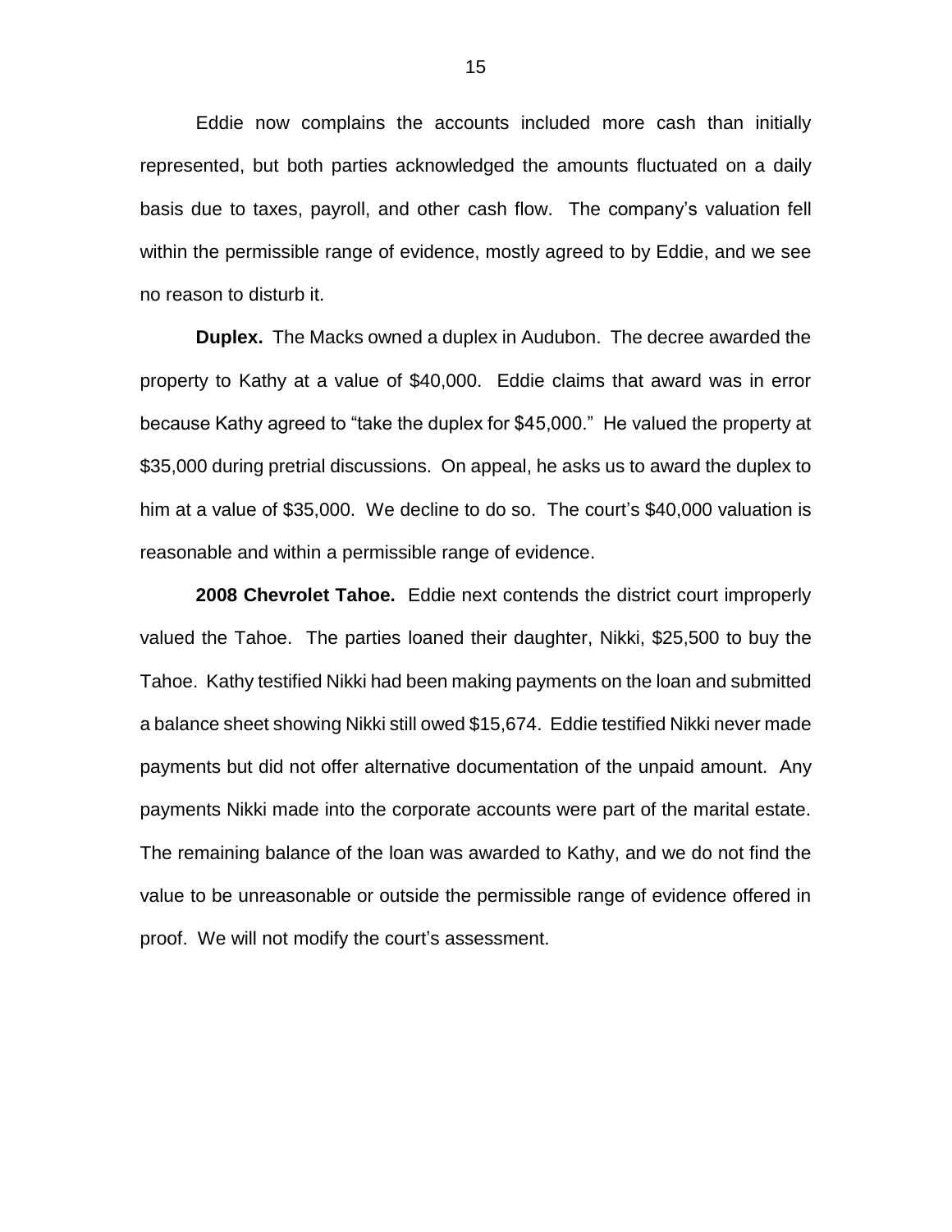Eddie now complains the accounts included more cash than initially represented, but both parties acknowledged the amounts fluctuated on a daily basis due to taxes, payroll, and other cash flow. The company's valuation fell within the permissible range of evidence, mostly agreed to by Eddie, and we see no reason to disturb it.

**Duplex.** The Macks owned a duplex in Audubon. The decree awarded the property to Kathy at a value of $40,000. Eddie claims that award was in error because Kathy agreed to "take the duplex for $45,000." He valued the property at $35,000 during pretrial discussions. On appeal, he asks us to award the duplex to him at a value of $35,000. We decline to do so. The court's $40,000 valuation is reasonable and within a permissible range of evidence.

**2008 Chevrolet Tahoe.** Eddie next contends the district court improperly valued the Tahoe. The parties loaned their daughter, Nikki, $25,500 to buy the Tahoe. Kathy testified Nikki had been making payments on the loan and submitted a balance sheet showing Nikki still owed $15,674. Eddie testified Nikki never made payments but did not offer alternative documentation of the unpaid amount. Any payments Nikki made into the corporate accounts were part of the marital estate. The remaining balance of the loan was awarded to Kathy, and we do not find the value to be unreasonable or outside the permissible range of evidence offered in proof. We will not modify the court's assessment.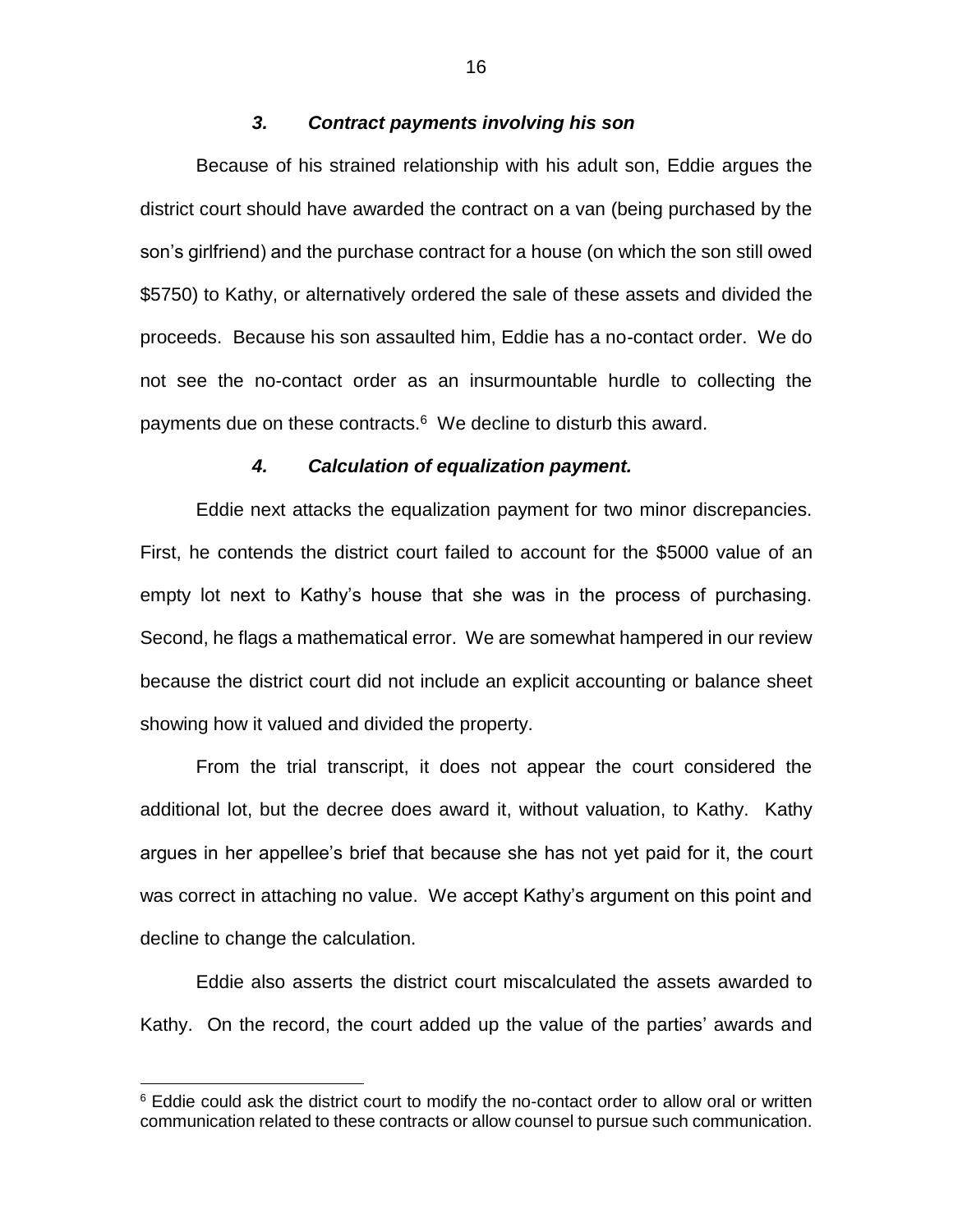### *3. Contract payments involving his son*

Because of his strained relationship with his adult son, Eddie argues the district court should have awarded the contract on a van (being purchased by the son's girlfriend) and the purchase contract for a house (on which the son still owed $5750) to Kathy, or alternatively ordered the sale of these assets and divided the proceeds. Because his son assaulted him, Eddie has a no-contact order. We do not see the no-contact order as an insurmountable hurdle to collecting the payments due on these contracts.[6] We decline to disturb this award.

### *4. Calculation of equalization payment.*

Eddie next attacks the equalization payment for two minor discrepancies. First, he contends the district court failed to account for the $5000 value of an empty lot next to Kathy's house that she was in the process of purchasing. Second, he flags a mathematical error. We are somewhat hampered in our review because the district court did not include an explicit accounting or balance sheet showing how it valued and divided the property.

From the trial transcript, it does not appear the court considered the additional lot, but the decree does award it, without valuation, to Kathy. Kathy argues in her appellee's brief that because she has not yet paid for it, the court was correct in attaching no value. We accept Kathy's argument on this point and decline to change the calculation.

Eddie also asserts the district court miscalculated the assets awarded to Kathy. On the record, the court added up the value of the parties' awards and

---

[6] Eddie could ask the district court to modify the no-contact order to allow oral or written communication related to these contracts or allow counsel to pursue such communication.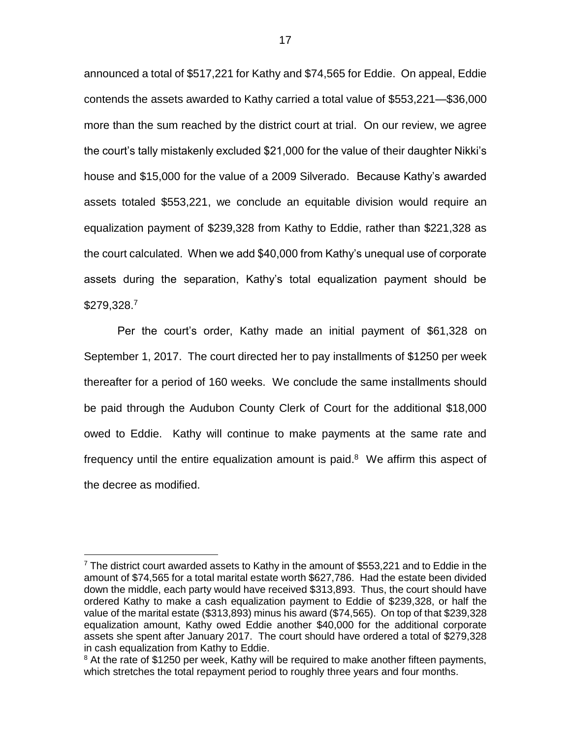announced a total of $517,221 for Kathy and $74,565 for Eddie. On appeal, Eddie contends the assets awarded to Kathy carried a total value of $553,221—$36,000 more than the sum reached by the district court at trial. On our review, we agree the court's tally mistakenly excluded $21,000 for the value of their daughter Nikki's house and $15,000 for the value of a 2009 Silverado. Because Kathy's awarded assets totaled $553,221, we conclude an equitable division would require an equalization payment of $239,328 from Kathy to Eddie, rather than $221,328 as the court calculated. When we add $40,000 from Kathy's unequal use of corporate assets during the separation, Kathy's total equalization payment should be $279,328.[7]

Per the court's order, Kathy made an initial payment of $61,328 on September 1, 2017. The court directed her to pay installments of $1250 per week thereafter for a period of 160 weeks. We conclude the same installments should be paid through the Audubon County Clerk of Court for the additional $18,000 owed to Eddie. Kathy will continue to make payments at the same rate and frequency until the entire equalization amount is paid.[8] We affirm this aspect of the decree as modified.

---

[7] The district court awarded assets to Kathy in the amount of $553,221 and to Eddie in the amount of $74,565 for a total marital estate worth $627,786. Had the estate been divided down the middle, each party would have received $313,893. Thus, the court should have ordered Kathy to make a cash equalization payment to Eddie of $239,328, or half the value of the marital estate ($313,893) minus his award ($74,565). On top of that $239,328 equalization amount, Kathy owed Eddie another $40,000 for the additional corporate assets she spent after January 2017. The court should have ordered a total of $279,328 in cash equalization from Kathy to Eddie.

[8] At the rate of $1250 per week, Kathy will be required to make another fifteen payments, which stretches the total repayment period to roughly three years and four months.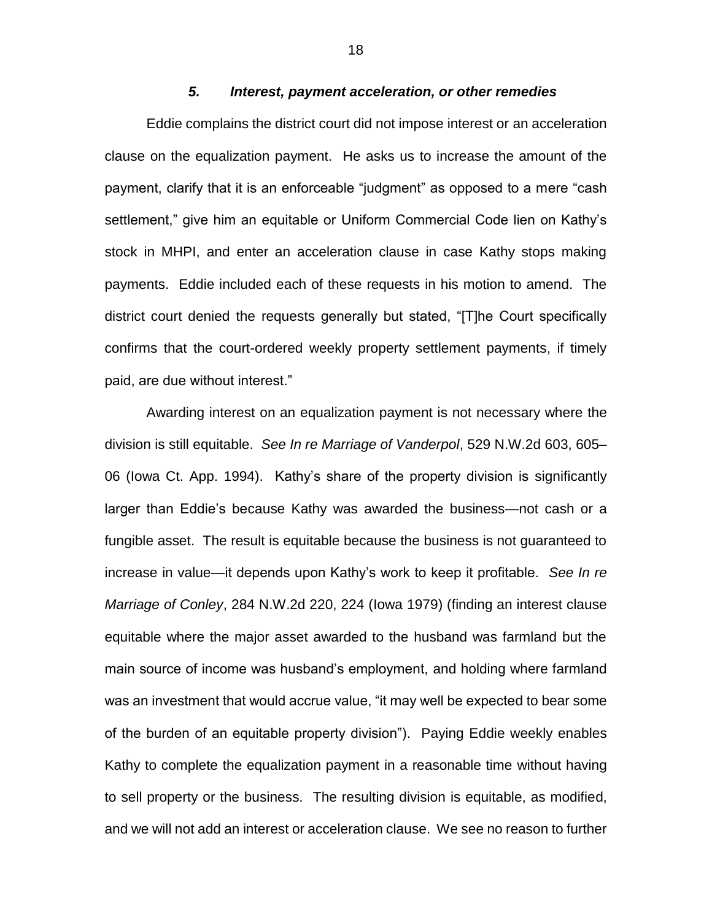### *5. Interest, payment acceleration, or other remedies*

Eddie complains the district court did not impose interest or an acceleration clause on the equalization payment. He asks us to increase the amount of the payment, clarify that it is an enforceable "judgment" as opposed to a mere "cash settlement," give him an equitable or Uniform Commercial Code lien on Kathy's stock in MHPI, and enter an acceleration clause in case Kathy stops making payments. Eddie included each of these requests in his motion to amend. The district court denied the requests generally but stated, "[T]he Court specifically confirms that the court-ordered weekly property settlement payments, if timely paid, are due without interest."

Awarding interest on an equalization payment is not necessary where the division is still equitable. *See In re Marriage of Vanderpol*, 529 N.W.2d 603, 605–06 (Iowa Ct. App. 1994). Kathy's share of the property division is significantly larger than Eddie's because Kathy was awarded the business—not cash or a fungible asset. The result is equitable because the business is not guaranteed to increase in value—it depends upon Kathy's work to keep it profitable. *See In re Marriage of Conley*, 284 N.W.2d 220, 224 (Iowa 1979) (finding an interest clause equitable where the major asset awarded to the husband was farmland but the main source of income was husband's employment, and holding where farmland was an investment that would accrue value, "it may well be expected to bear some of the burden of an equitable property division"). Paying Eddie weekly enables Kathy to complete the equalization payment in a reasonable time without having to sell property or the business. The resulting division is equitable, as modified, and we will not add an interest or acceleration clause. We see no reason to further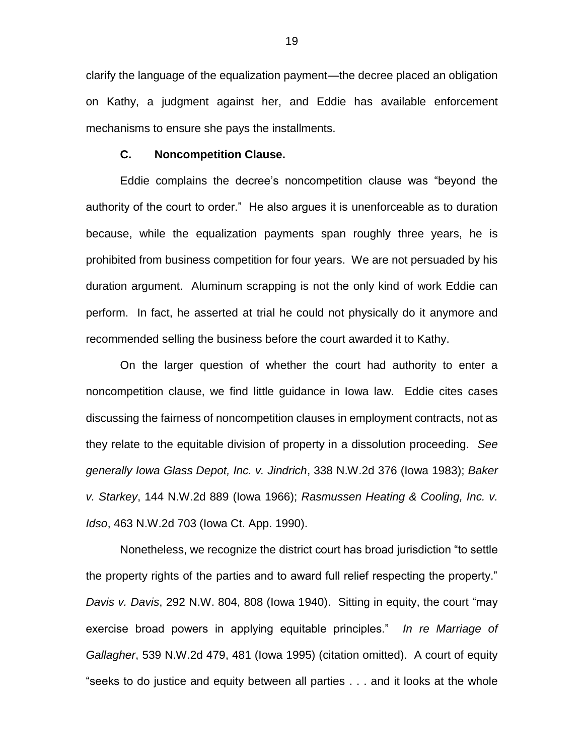clarify the language of the equalization payment—the decree placed an obligation on Kathy, a judgment against her, and Eddie has available enforcement mechanisms to ensure she pays the installments.

### C. Noncompetition Clause.

Eddie complains the decree's noncompetition clause was "beyond the authority of the court to order." He also argues it is unenforceable as to duration because, while the equalization payments span roughly three years, he is prohibited from business competition for four years. We are not persuaded by his duration argument. Aluminum scrapping is not the only kind of work Eddie can perform. In fact, he asserted at trial he could not physically do it anymore and recommended selling the business before the court awarded it to Kathy.

On the larger question of whether the court had authority to enter a noncompetition clause, we find little guidance in Iowa law. Eddie cites cases discussing the fairness of noncompetition clauses in employment contracts, not as they relate to the equitable division of property in a dissolution proceeding. *See generally Iowa Glass Depot, Inc. v. Jindrich*, 338 N.W.2d 376 (Iowa 1983); *Baker v. Starkey*, 144 N.W.2d 889 (Iowa 1966); *Rasmussen Heating & Cooling, Inc. v. Idso*, 463 N.W.2d 703 (Iowa Ct. App. 1990).

Nonetheless, we recognize the district court has broad jurisdiction "to settle the property rights of the parties and to award full relief respecting the property." *Davis v. Davis*, 292 N.W. 804, 808 (Iowa 1940). Sitting in equity, the court "may exercise broad powers in applying equitable principles." *In re Marriage of Gallagher*, 539 N.W.2d 479, 481 (Iowa 1995) (citation omitted). A court of equity "seeks to do justice and equity between all parties . . . and it looks at the whole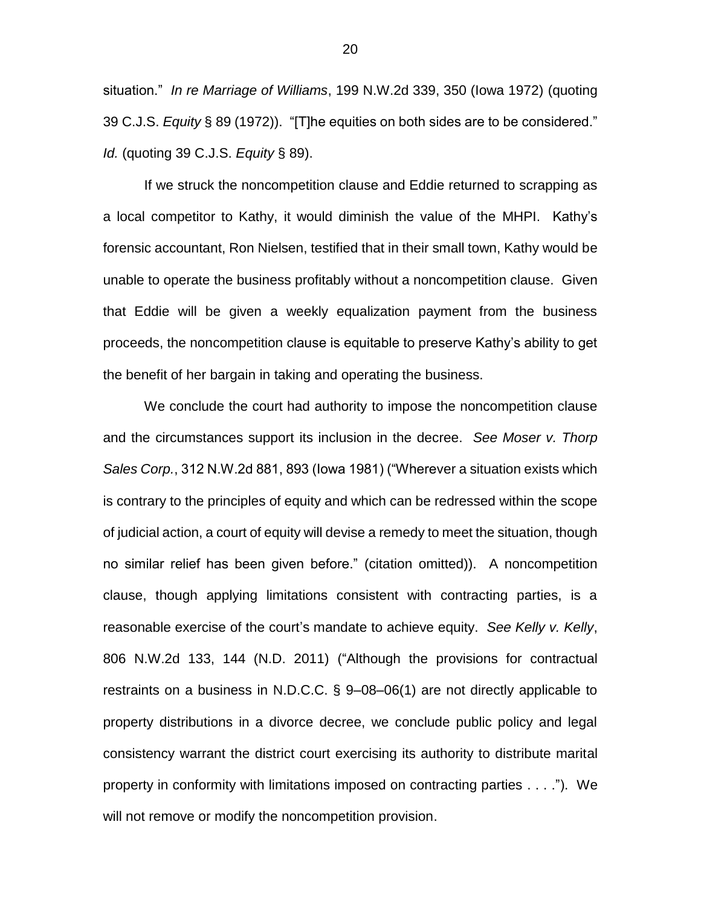situation." *In re Marriage of Williams*, 199 N.W.2d 339, 350 (Iowa 1972) (quoting 39 C.J.S. *Equity* § 89 (1972)). "[T]he equities on both sides are to be considered." *Id.* (quoting 39 C.J.S. *Equity* § 89).

If we struck the noncompetition clause and Eddie returned to scrapping as a local competitor to Kathy, it would diminish the value of the MHPI. Kathy's forensic accountant, Ron Nielsen, testified that in their small town, Kathy would be unable to operate the business profitably without a noncompetition clause. Given that Eddie will be given a weekly equalization payment from the business proceeds, the noncompetition clause is equitable to preserve Kathy's ability to get the benefit of her bargain in taking and operating the business.

We conclude the court had authority to impose the noncompetition clause and the circumstances support its inclusion in the decree. *See Moser v. Thorp Sales Corp.*, 312 N.W.2d 881, 893 (Iowa 1981) ("Wherever a situation exists which is contrary to the principles of equity and which can be redressed within the scope of judicial action, a court of equity will devise a remedy to meet the situation, though no similar relief has been given before." (citation omitted)). A noncompetition clause, though applying limitations consistent with contracting parties, is a reasonable exercise of the court's mandate to achieve equity. *See Kelly v. Kelly*, 806 N.W.2d 133, 144 (N.D. 2011) ("Although the provisions for contractual restraints on a business in N.D.C.C. § 9–08–06(1) are not directly applicable to property distributions in a divorce decree, we conclude public policy and legal consistency warrant the district court exercising its authority to distribute marital property in conformity with limitations imposed on contracting parties . . . ."). We will not remove or modify the noncompetition provision.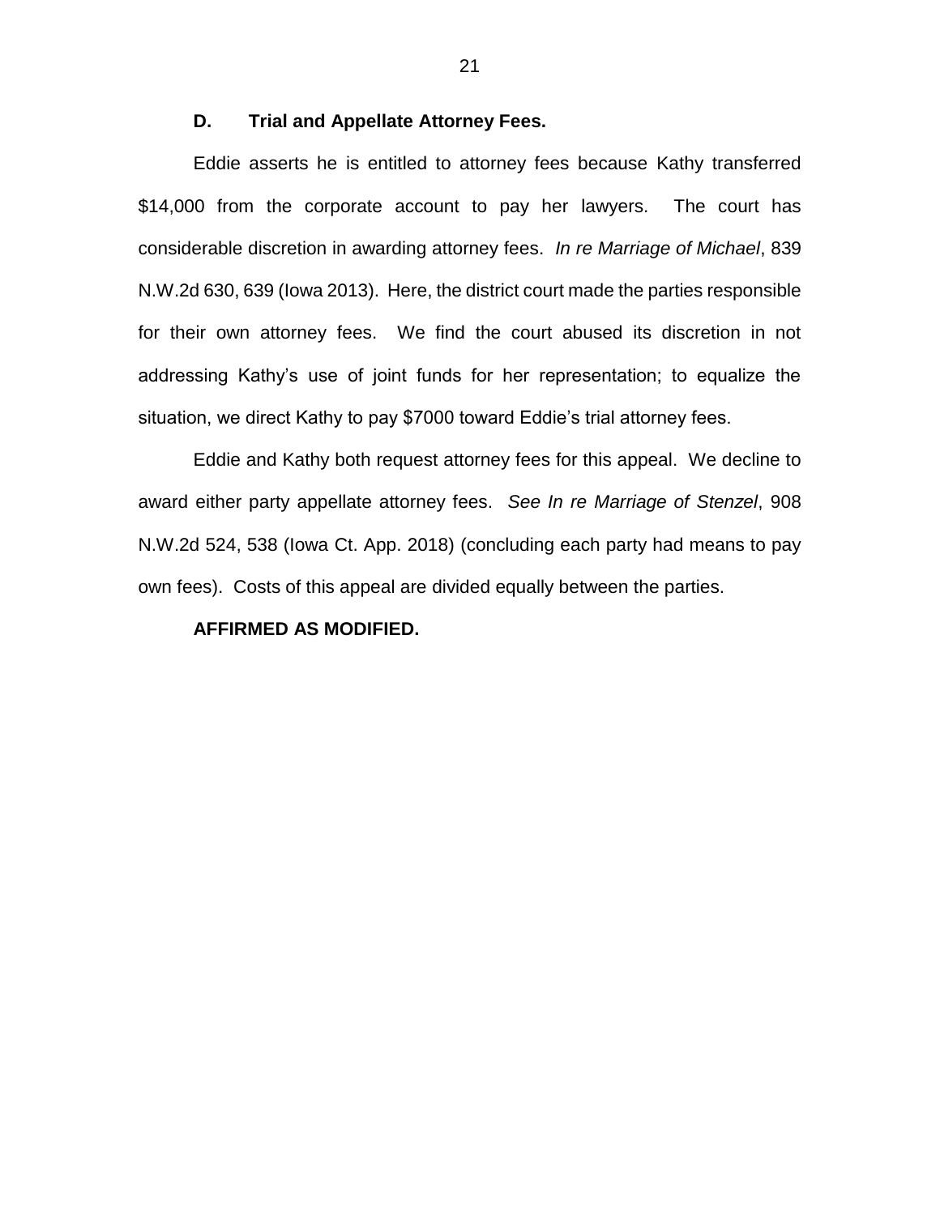### D. Trial and Appellate Attorney Fees.

Eddie asserts he is entitled to attorney fees because Kathy transferred $14,000 from the corporate account to pay her lawyers. The court has considerable discretion in awarding attorney fees. *In re Marriage of Michael*, 839 N.W.2d 630, 639 (Iowa 2013). Here, the district court made the parties responsible for their own attorney fees. We find the court abused its discretion in not addressing Kathy's use of joint funds for her representation; to equalize the situation, we direct Kathy to pay $7000 toward Eddie's trial attorney fees.

Eddie and Kathy both request attorney fees for this appeal. We decline to award either party appellate attorney fees. *See In re Marriage of Stenzel*, 908 N.W.2d 524, 538 (Iowa Ct. App. 2018) (concluding each party had means to pay own fees). Costs of this appeal are divided equally between the parties.

**AFFIRMED AS MODIFIED.**